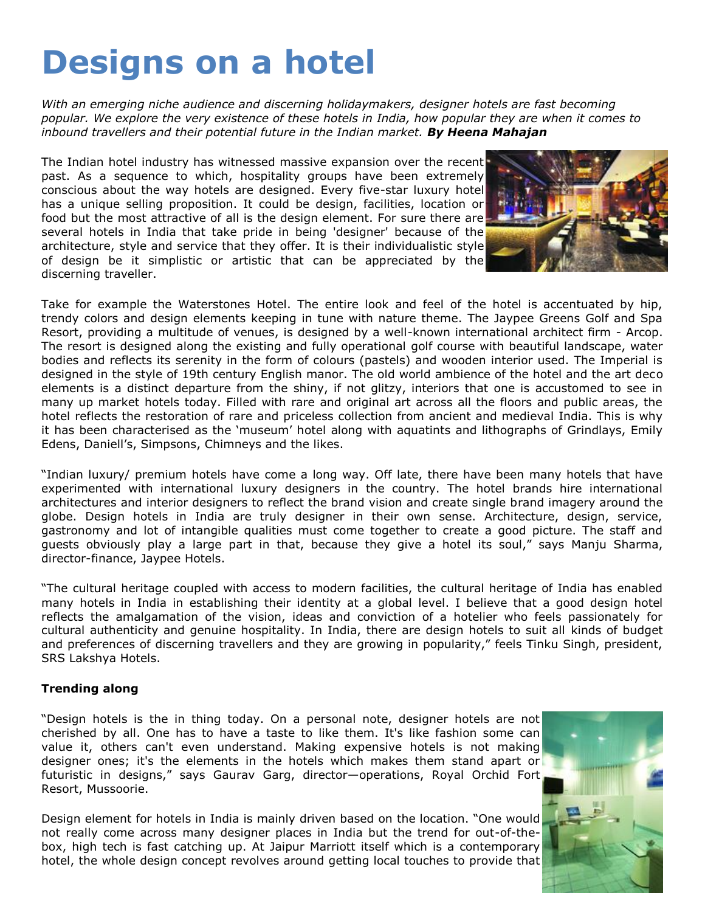# Designs on a hotel

*With an emerging niche audience and discerning holidaymakers, designer hotels are fast becoming popular. We explore the very existence of these hotels in India, how popular they are when it comes to inbound travellers and their potential future in the Indian market.* ***By Heena Mahajan***

The Indian hotel industry has witnessed massive expansion over the recent past. As a sequence to which, hospitality groups have been extremely conscious about the way hotels are designed. Every five-star luxury hotel has a unique selling proposition. It could be design, facilities, location or food but the most attractive of all is the design element. For sure there are several hotels in India that take pride in being 'designer' because of the architecture, style and service that they offer. It is their individualistic style of design be it simplistic or artistic that can be appreciated by the discerning traveller.

Take for example the Waterstones Hotel. The entire look and feel of the hotel is accentuated by hip, trendy colors and design elements keeping in tune with nature theme. The Jaypee Greens Golf and Spa Resort, providing a multitude of venues, is designed by a well-known international architect firm - Arcop. The resort is designed along the existing and fully operational golf course with beautiful landscape, water bodies and reflects its serenity in the form of colours (pastels) and wooden interior used. The Imperial is designed in the style of 19th century English manor. The old world ambience of the hotel and the art deco elements is a distinct departure from the shiny, if not glitzy, interiors that one is accustomed to see in many up market hotels today. Filled with rare and original art across all the floors and public areas, the hotel reflects the restoration of rare and priceless collection from ancient and medieval India. This is why it has been characterised as the 'museum' hotel along with aquatints and lithographs of Grindlays, Emily Edens, Daniell's, Simpsons, Chimneys and the likes.

"Indian luxury/ premium hotels have come a long way. Off late, there have been many hotels that have experimented with international luxury designers in the country. The hotel brands hire international architectures and interior designers to reflect the brand vision and create single brand imagery around the globe. Design hotels in India are truly designer in their own sense. Architecture, design, service, gastronomy and lot of intangible qualities must come together to create a good picture. The staff and guests obviously play a large part in that, because they give a hotel its soul," says Manju Sharma, director-finance, Jaypee Hotels.

"The cultural heritage coupled with access to modern facilities, the cultural heritage of India has enabled many hotels in India in establishing their identity at a global level. I believe that a good design hotel reflects the amalgamation of the vision, ideas and conviction of a hotelier who feels passionately for cultural authenticity and genuine hospitality. In India, there are design hotels to suit all kinds of budget and preferences of discerning travellers and they are growing in popularity," feels Tinku Singh, president, SRS Lakshya Hotels.

**Trending along**

"Design hotels is the in thing today. On a personal note, designer hotels are not cherished by all. One has to have a taste to like them. It's like fashion some can value it, others can't even understand. Making expensive hotels is not making designer ones; it's the elements in the hotels which makes them stand apart or futuristic in designs," says Gaurav Garg, director—operations, Royal Orchid Fort Resort, Mussoorie.

Design element for hotels in India is mainly driven based on the location. "One would not really come across many designer places in India but the trend for out-of-the-box, high tech is fast catching up. At Jaipur Marriott itself which is a contemporary hotel, the whole design concept revolves around getting local touches to provide that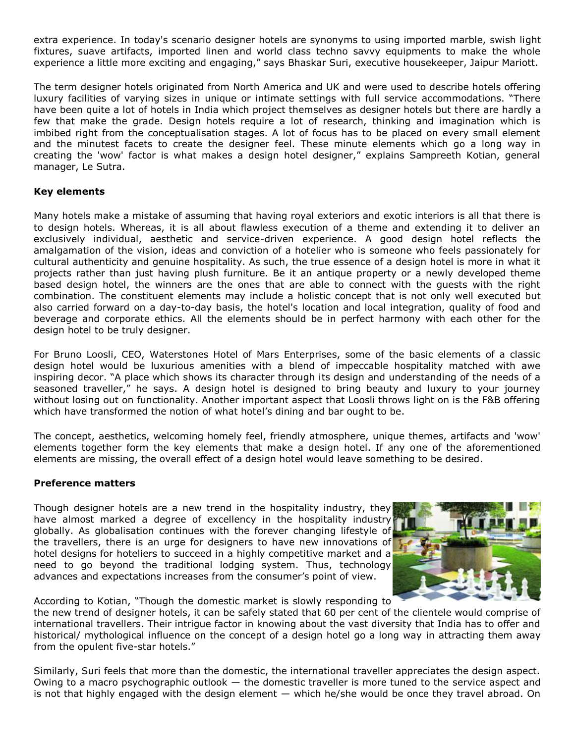extra experience. In today's scenario designer hotels are synonyms to using imported marble, swish light fixtures, suave artifacts, imported linen and world class techno savvy equipments to make the whole experience a little more exciting and engaging," says Bhaskar Suri, executive housekeeper, Jaipur Mariott.

The term designer hotels originated from North America and UK and were used to describe hotels offering luxury facilities of varying sizes in unique or intimate settings with full service accommodations. "There have been quite a lot of hotels in India which project themselves as designer hotels but there are hardly a few that make the grade. Design hotels require a lot of research, thinking and imagination which is imbibed right from the conceptualisation stages. A lot of focus has to be placed on every small element and the minutest facets to create the designer feel. These minute elements which go a long way in creating the 'wow' factor is what makes a design hotel designer," explains Sampreeth Kotian, general manager, Le Sutra.

**Key elements**

Many hotels make a mistake of assuming that having royal exteriors and exotic interiors is all that there is to design hotels. Whereas, it is all about flawless execution of a theme and extending it to deliver an exclusively individual, aesthetic and service-driven experience. A good design hotel reflects the amalgamation of the vision, ideas and conviction of a hotelier who is someone who feels passionately for cultural authenticity and genuine hospitality. As such, the true essence of a design hotel is more in what it projects rather than just having plush furniture. Be it an antique property or a newly developed theme based design hotel, the winners are the ones that are able to connect with the guests with the right combination. The constituent elements may include a holistic concept that is not only well executed but also carried forward on a day-to-day basis, the hotel's location and local integration, quality of food and beverage and corporate ethics. All the elements should be in perfect harmony with each other for the design hotel to be truly designer.

For Bruno Loosli, CEO, Waterstones Hotel of Mars Enterprises, some of the basic elements of a classic design hotel would be luxurious amenities with a blend of impeccable hospitality matched with awe inspiring decor. "A place which shows its character through its design and understanding of the needs of a seasoned traveller," he says. A design hotel is designed to bring beauty and luxury to your journey without losing out on functionality. Another important aspect that Loosli throws light on is the F&B offering which have transformed the notion of what hotel's dining and bar ought to be.

The concept, aesthetics, welcoming homely feel, friendly atmosphere, unique themes, artifacts and 'wow' elements together form the key elements that make a design hotel. If any one of the aforementioned elements are missing, the overall effect of a design hotel would leave something to be desired.

**Preference matters**

Though designer hotels are a new trend in the hospitality industry, they have almost marked a degree of excellency in the hospitality industry globally. As globalisation continues with the forever changing lifestyle of the travellers, there is an urge for designers to have new innovations of hotel designs for hoteliers to succeed in a highly competitive market and a need to go beyond the traditional lodging system. Thus, technology advances and expectations increases from the consumer's point of view.

According to Kotian, "Though the domestic market is slowly responding to the new trend of designer hotels, it can be safely stated that 60 per cent of the clientele would comprise of international travellers. Their intrigue factor in knowing about the vast diversity that India has to offer and historical/ mythological influence on the concept of a design hotel go a long way in attracting them away from the opulent five-star hotels."

Similarly, Suri feels that more than the domestic, the international traveller appreciates the design aspect. Owing to a macro psychographic outlook — the domestic traveller is more tuned to the service aspect and is not that highly engaged with the design element — which he/she would be once they travel abroad. On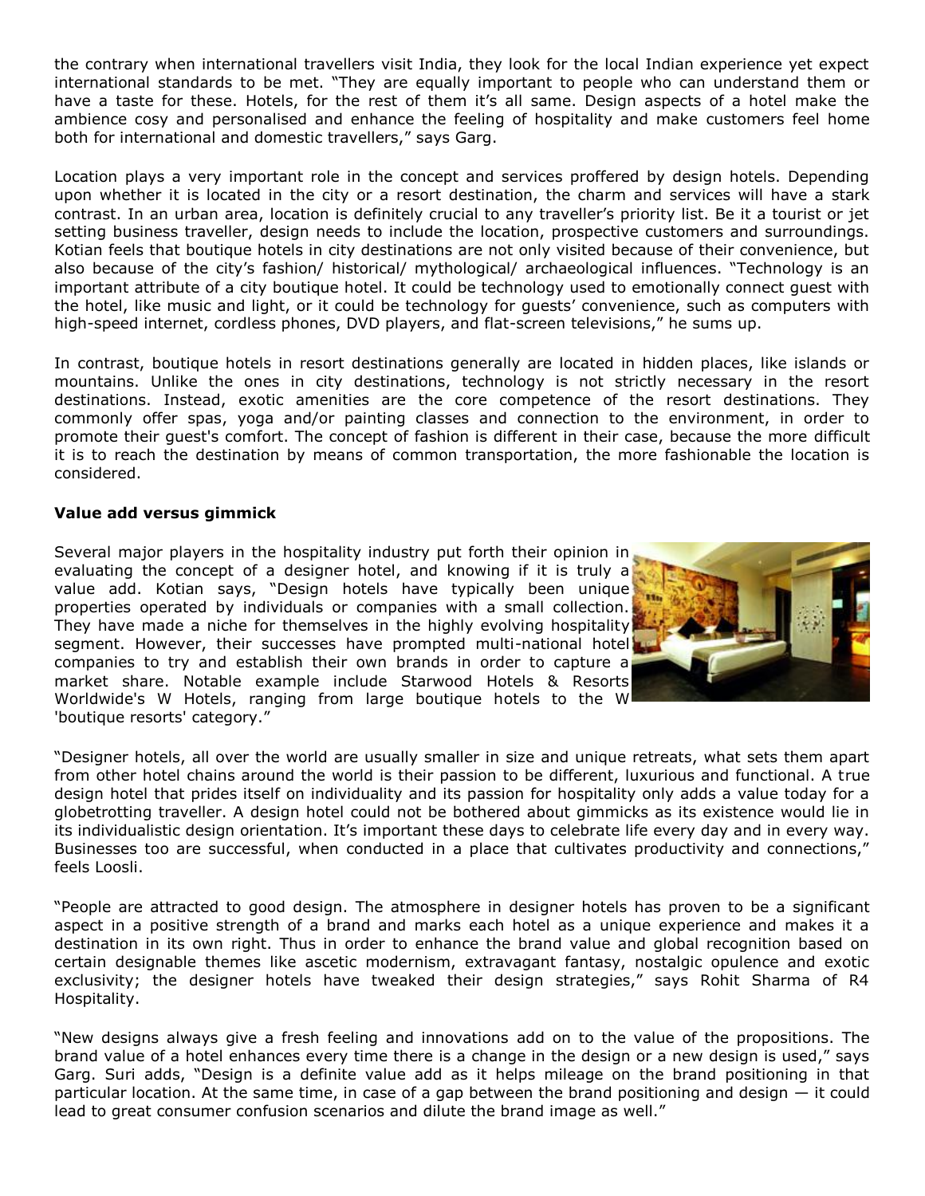the contrary when international travellers visit India, they look for the local Indian experience yet expect international standards to be met. "They are equally important to people who can understand them or have a taste for these. Hotels, for the rest of them it's all same. Design aspects of a hotel make the ambience cosy and personalised and enhance the feeling of hospitality and make customers feel home both for international and domestic travellers," says Garg.

Location plays a very important role in the concept and services proffered by design hotels. Depending upon whether it is located in the city or a resort destination, the charm and services will have a stark contrast. In an urban area, location is definitely crucial to any traveller's priority list. Be it a tourist or jet setting business traveller, design needs to include the location, prospective customers and surroundings. Kotian feels that boutique hotels in city destinations are not only visited because of their convenience, but also because of the city's fashion/ historical/ mythological/ archaeological influences. "Technology is an important attribute of a city boutique hotel. It could be technology used to emotionally connect guest with the hotel, like music and light, or it could be technology for guests' convenience, such as computers with high-speed internet, cordless phones, DVD players, and flat-screen televisions," he sums up.

In contrast, boutique hotels in resort destinations generally are located in hidden places, like islands or mountains. Unlike the ones in city destinations, technology is not strictly necessary in the resort destinations. Instead, exotic amenities are the core competence of the resort destinations. They commonly offer spas, yoga and/or painting classes and connection to the environment, in order to promote their guest's comfort. The concept of fashion is different in their case, because the more difficult it is to reach the destination by means of common transportation, the more fashionable the location is considered.

**Value add versus gimmick**

Several major players in the hospitality industry put forth their opinion in evaluating the concept of a designer hotel, and knowing if it is truly a value add. Kotian says, "Design hotels have typically been unique properties operated by individuals or companies with a small collection. They have made a niche for themselves in the highly evolving hospitality segment. However, their successes have prompted multi-national hotel companies to try and establish their own brands in order to capture a market share. Notable example include Starwood Hotels & Resorts Worldwide's W Hotels, ranging from large boutique hotels to the W 'boutique resorts' category."

"Designer hotels, all over the world are usually smaller in size and unique retreats, what sets them apart from other hotel chains around the world is their passion to be different, luxurious and functional. A true design hotel that prides itself on individuality and its passion for hospitality only adds a value today for a globetrotting traveller. A design hotel could not be bothered about gimmicks as its existence would lie in its individualistic design orientation. It's important these days to celebrate life every day and in every way. Businesses too are successful, when conducted in a place that cultivates productivity and connections," feels Loosli.

"People are attracted to good design. The atmosphere in designer hotels has proven to be a significant aspect in a positive strength of a brand and marks each hotel as a unique experience and makes it a destination in its own right. Thus in order to enhance the brand value and global recognition based on certain designable themes like ascetic modernism, extravagant fantasy, nostalgic opulence and exotic exclusivity; the designer hotels have tweaked their design strategies," says Rohit Sharma of R4 Hospitality.

"New designs always give a fresh feeling and innovations add on to the value of the propositions. The brand value of a hotel enhances every time there is a change in the design or a new design is used," says Garg. Suri adds, "Design is a definite value add as it helps mileage on the brand positioning in that particular location. At the same time, in case of a gap between the brand positioning and design — it could lead to great consumer confusion scenarios and dilute the brand image as well."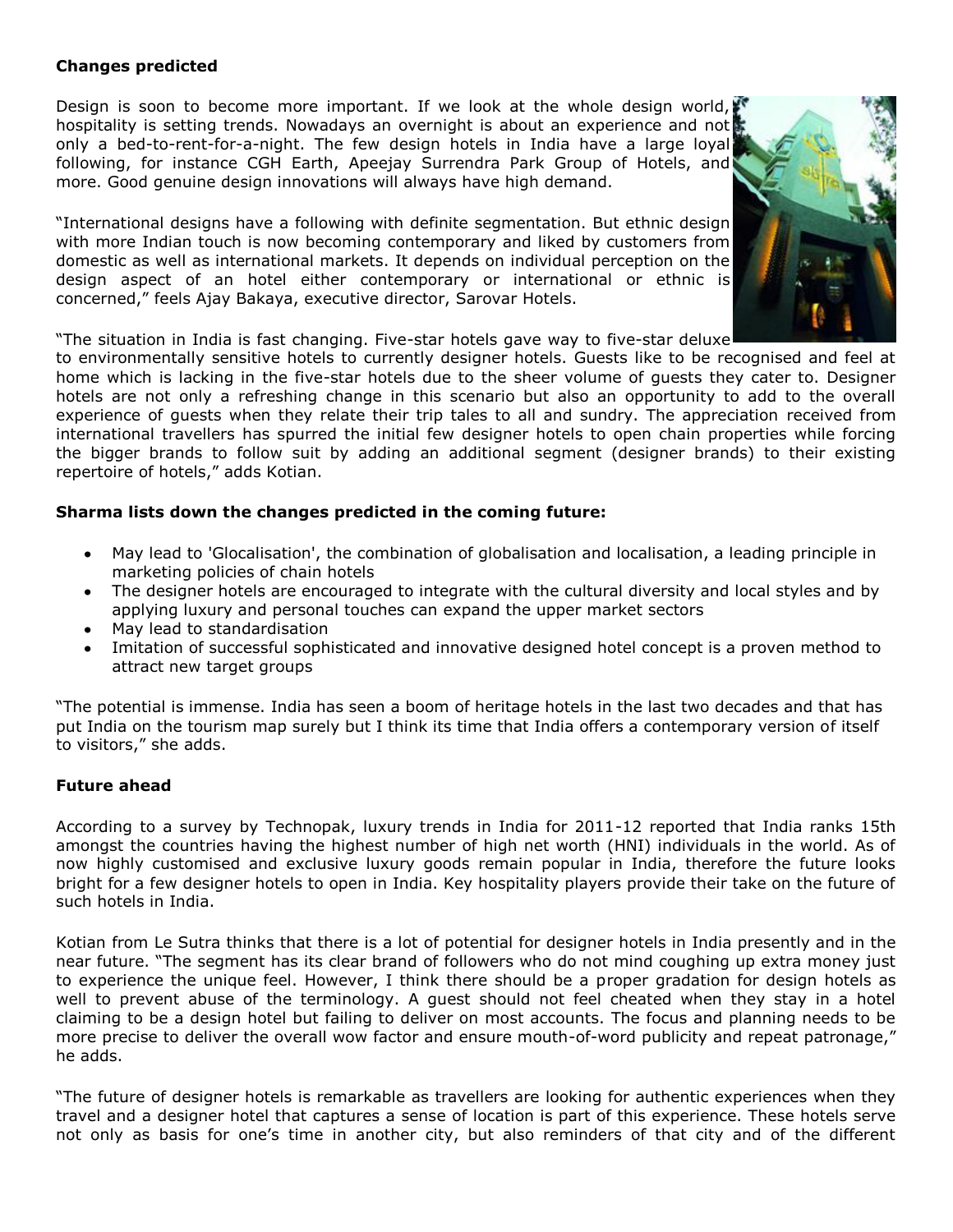**Changes predicted**

Design is soon to become more important. If we look at the whole design world, hospitality is setting trends. Nowadays an overnight is about an experience and not only a bed-to-rent-for-a-night. The few design hotels in India have a large loyal following, for instance CGH Earth, Apeejay Surrendra Park Group of Hotels, and more. Good genuine design innovations will always have high demand.

"International designs have a following with definite segmentation. But ethnic design with more Indian touch is now becoming contemporary and liked by customers from domestic as well as international markets. It depends on individual perception on the design aspect of an hotel either contemporary or international or ethnic is concerned," feels Ajay Bakaya, executive director, Sarovar Hotels.

"The situation in India is fast changing. Five-star hotels gave way to five-star deluxe to environmentally sensitive hotels to currently designer hotels. Guests like to be recognised and feel at home which is lacking in the five-star hotels due to the sheer volume of guests they cater to. Designer hotels are not only a refreshing change in this scenario but also an opportunity to add to the overall experience of guests when they relate their trip tales to all and sundry. The appreciation received from international travellers has spurred the initial few designer hotels to open chain properties while forcing the bigger brands to follow suit by adding an additional segment (designer brands) to their existing repertoire of hotels," adds Kotian.

**Sharma lists down the changes predicted in the coming future:**

- May lead to 'Glocalisation', the combination of globalisation and localisation, a leading principle in marketing policies of chain hotels
- The designer hotels are encouraged to integrate with the cultural diversity and local styles and by applying luxury and personal touches can expand the upper market sectors
- May lead to standardisation
- Imitation of successful sophisticated and innovative designed hotel concept is a proven method to attract new target groups

"The potential is immense. India has seen a boom of heritage hotels in the last two decades and that has put India on the tourism map surely but I think its time that India offers a contemporary version of itself to visitors," she adds.

**Future ahead**

According to a survey by Technopak, luxury trends in India for 2011-12 reported that India ranks 15th amongst the countries having the highest number of high net worth (HNI) individuals in the world. As of now highly customised and exclusive luxury goods remain popular in India, therefore the future looks bright for a few designer hotels to open in India. Key hospitality players provide their take on the future of such hotels in India.

Kotian from Le Sutra thinks that there is a lot of potential for designer hotels in India presently and in the near future. "The segment has its clear brand of followers who do not mind coughing up extra money just to experience the unique feel. However, I think there should be a proper gradation for design hotels as well to prevent abuse of the terminology. A guest should not feel cheated when they stay in a hotel claiming to be a design hotel but failing to deliver on most accounts. The focus and planning needs to be more precise to deliver the overall wow factor and ensure mouth-of-word publicity and repeat patronage," he adds.

"The future of designer hotels is remarkable as travellers are looking for authentic experiences when they travel and a designer hotel that captures a sense of location is part of this experience. These hotels serve not only as basis for one's time in another city, but also reminders of that city and of the different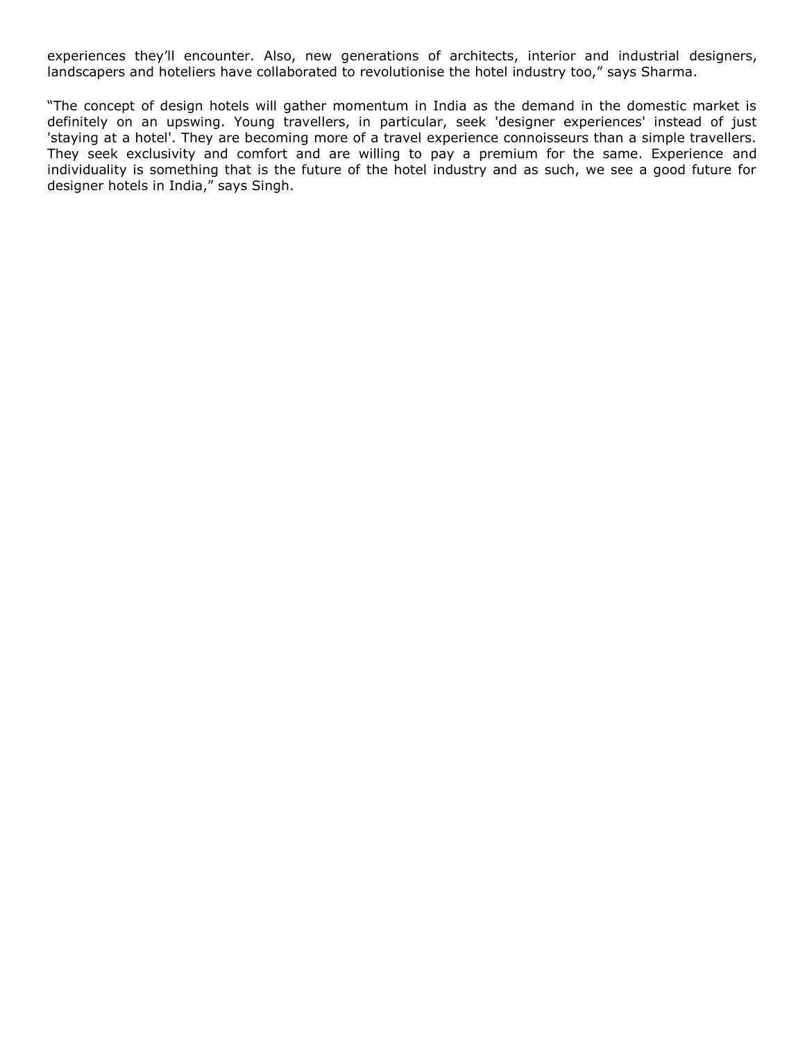experiences they'll encounter. Also, new generations of architects, interior and industrial designers, landscapers and hoteliers have collaborated to revolutionise the hotel industry too," says Sharma.

"The concept of design hotels will gather momentum in India as the demand in the domestic market is definitely on an upswing. Young travellers, in particular, seek 'designer experiences' instead of just 'staying at a hotel'. They are becoming more of a travel experience connoisseurs than a simple travellers. They seek exclusivity and comfort and are willing to pay a premium for the same. Experience and individuality is something that is the future of the hotel industry and as such, we see a good future for designer hotels in India," says Singh.